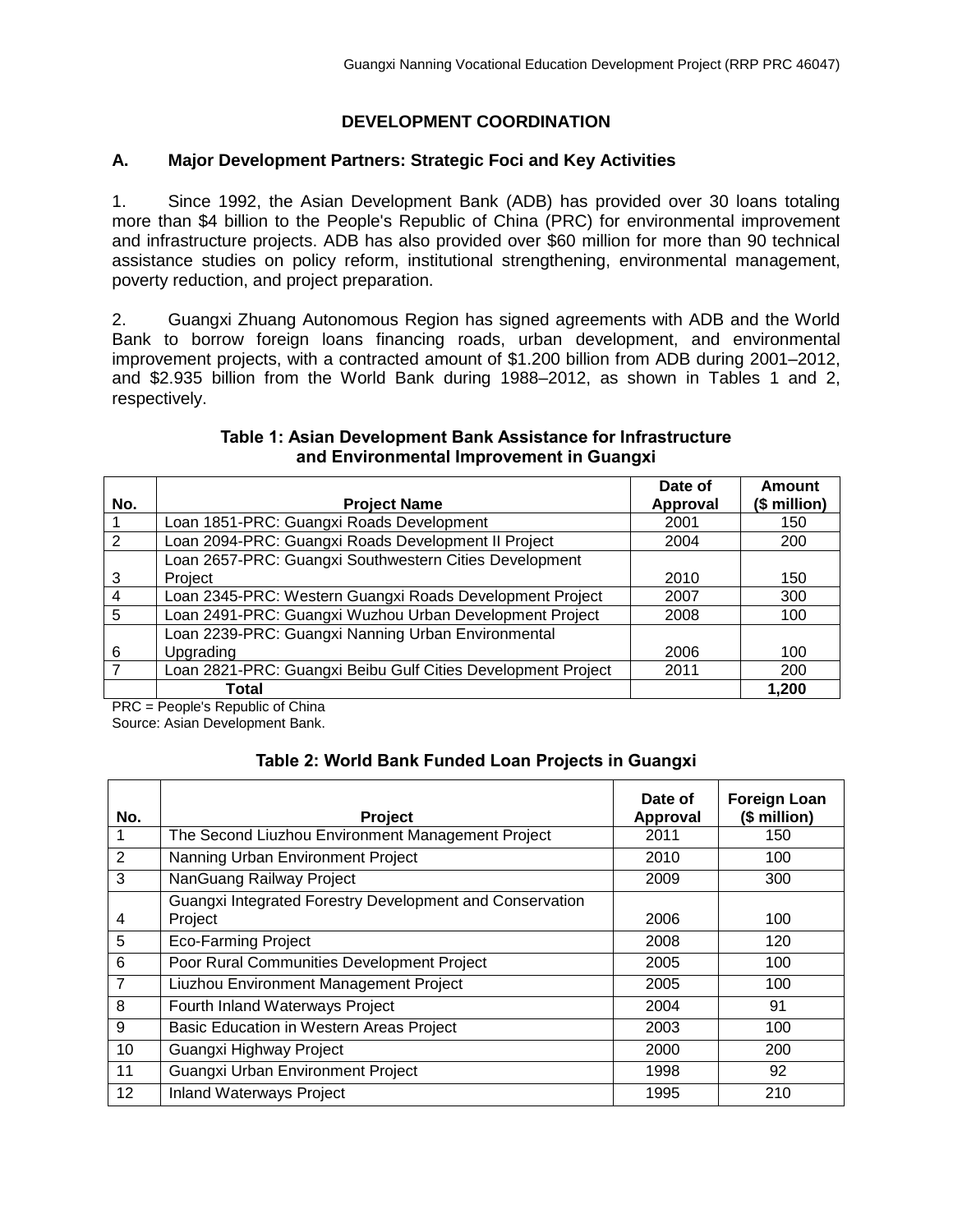# DEVELOPMENT COORDINATION

## A. Major Development Partners: Strategic Foci and Key Activities

1. Since 1992, the Asian Development Bank (ADB) has provided over 30 loans totaling more than $4 billion to the People's Republic of China (PRC) for environmental improvement and infrastructure projects. ADB has also provided over $60 million for more than 90 technical assistance studies on policy reform, institutional strengthening, environmental management, poverty reduction, and project preparation.

2. Guangxi Zhuang Autonomous Region has signed agreements with ADB and the World Bank to borrow foreign loans financing roads, urban development, and environmental improvement projects, with a contracted amount of $1.200 billion from ADB during 2001–2012, and $2.935 billion from the World Bank during 1988–2012, as shown in Tables 1 and 2, respectively.

**Table 1: Asian Development Bank Assistance for Infrastructure and Environmental Improvement in Guangxi**

| No. | Project Name | Date of Approval | Amount ($ million) |
|---|---|---|---|
| 1 | Loan 1851-PRC: Guangxi Roads Development | 2001 | 150 |
| 2 | Loan 2094-PRC: Guangxi Roads Development II Project | 2004 | 200 |
| 3 | Loan 2657-PRC: Guangxi Southwestern Cities Development Project | 2010 | 150 |
| 4 | Loan 2345-PRC: Western Guangxi Roads Development Project | 2007 | 300 |
| 5 | Loan 2491-PRC: Guangxi Wuzhou Urban Development Project | 2008 | 100 |
| 6 | Loan 2239-PRC: Guangxi Nanning Urban Environmental Upgrading | 2006 | 100 |
| 7 | Loan 2821-PRC: Guangxi Beibu Gulf Cities Development Project | 2011 | 200 |
| | **Total** | | **1,200** |

PRC = People's Republic of China
Source: Asian Development Bank.

**Table 2: World Bank Funded Loan Projects in Guangxi**

| No. | Project | Date of Approval | Foreign Loan ($ million) |
|---|---|---|---|
| 1 | The Second Liuzhou Environment Management Project | 2011 | 150 |
| 2 | Nanning Urban Environment Project | 2010 | 100 |
| 3 | NanGuang Railway Project | 2009 | 300 |
| 4 | Guangxi Integrated Forestry Development and Conservation Project | 2006 | 100 |
| 5 | Eco-Farming Project | 2008 | 120 |
| 6 | Poor Rural Communities Development Project | 2005 | 100 |
| 7 | Liuzhou Environment Management Project | 2005 | 100 |
| 8 | Fourth Inland Waterways Project | 2004 | 91 |
| 9 | Basic Education in Western Areas Project | 2003 | 100 |
| 10 | Guangxi Highway Project | 2000 | 200 |
| 11 | Guangxi Urban Environment Project | 1998 | 92 |
| 12 | Inland Waterways Project | 1995 | 210 |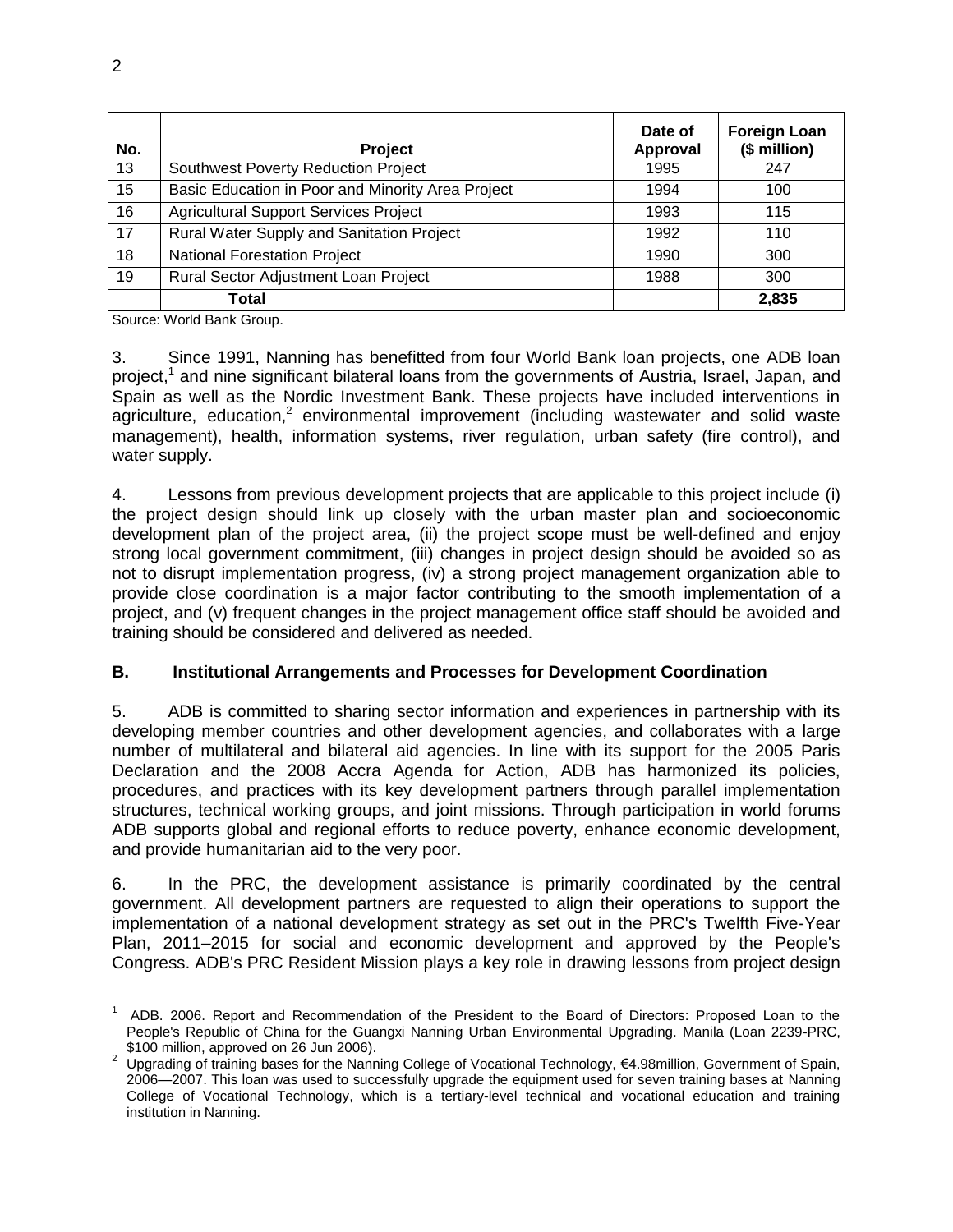| No. | Project | Date of Approval | Foreign Loan ($ million) |
|---|---|---|---|
| 13 | Southwest Poverty Reduction Project | 1995 | 247 |
| 15 | Basic Education in Poor and Minority Area Project | 1994 | 100 |
| 16 | Agricultural Support Services Project | 1993 | 115 |
| 17 | Rural Water Supply and Sanitation Project | 1992 | 110 |
| 18 | National Forestation Project | 1990 | 300 |
| 19 | Rural Sector Adjustment Loan Project | 1988 | 300 |
| | **Total** | | **2,835** |

Source: World Bank Group.

3. Since 1991, Nanning has benefitted from four World Bank loan projects, one ADB loan project,[1] and nine significant bilateral loans from the governments of Austria, Israel, Japan, and Spain as well as the Nordic Investment Bank. These projects have included interventions in agriculture, education,[2] environmental improvement (including wastewater and solid waste management), health, information systems, river regulation, urban safety (fire control), and water supply.

4. Lessons from previous development projects that are applicable to this project include (i) the project design should link up closely with the urban master plan and socioeconomic development plan of the project area, (ii) the project scope must be well-defined and enjoy strong local government commitment, (iii) changes in project design should be avoided so as not to disrupt implementation progress, (iv) a strong project management organization able to provide close coordination is a major factor contributing to the smooth implementation of a project, and (v) frequent changes in the project management office staff should be avoided and training should be considered and delivered as needed.

### B. Institutional Arrangements and Processes for Development Coordination

5. ADB is committed to sharing sector information and experiences in partnership with its developing member countries and other development agencies, and collaborates with a large number of multilateral and bilateral aid agencies. In line with its support for the 2005 Paris Declaration and the 2008 Accra Agenda for Action, ADB has harmonized its policies, procedures, and practices with its key development partners through parallel implementation structures, technical working groups, and joint missions. Through participation in world forums ADB supports global and regional efforts to reduce poverty, enhance economic development, and provide humanitarian aid to the very poor.

6. In the PRC, the development assistance is primarily coordinated by the central government. All development partners are requested to align their operations to support the implementation of a national development strategy as set out in the PRC's Twelfth Five-Year Plan, 2011–2015 for social and economic development and approved by the People's Congress. ADB's PRC Resident Mission plays a key role in drawing lessons from project design

[1] ADB. 2006. Report and Recommendation of the President to the Board of Directors: Proposed Loan to the People's Republic of China for the Guangxi Nanning Urban Environmental Upgrading. Manila (Loan 2239-PRC, $100 million, approved on 26 Jun 2006).

[2] Upgrading of training bases for the Nanning College of Vocational Technology, €4.98million, Government of Spain, 2006—2007. This loan was used to successfully upgrade the equipment used for seven training bases at Nanning College of Vocational Technology, which is a tertiary-level technical and vocational education and training institution in Nanning.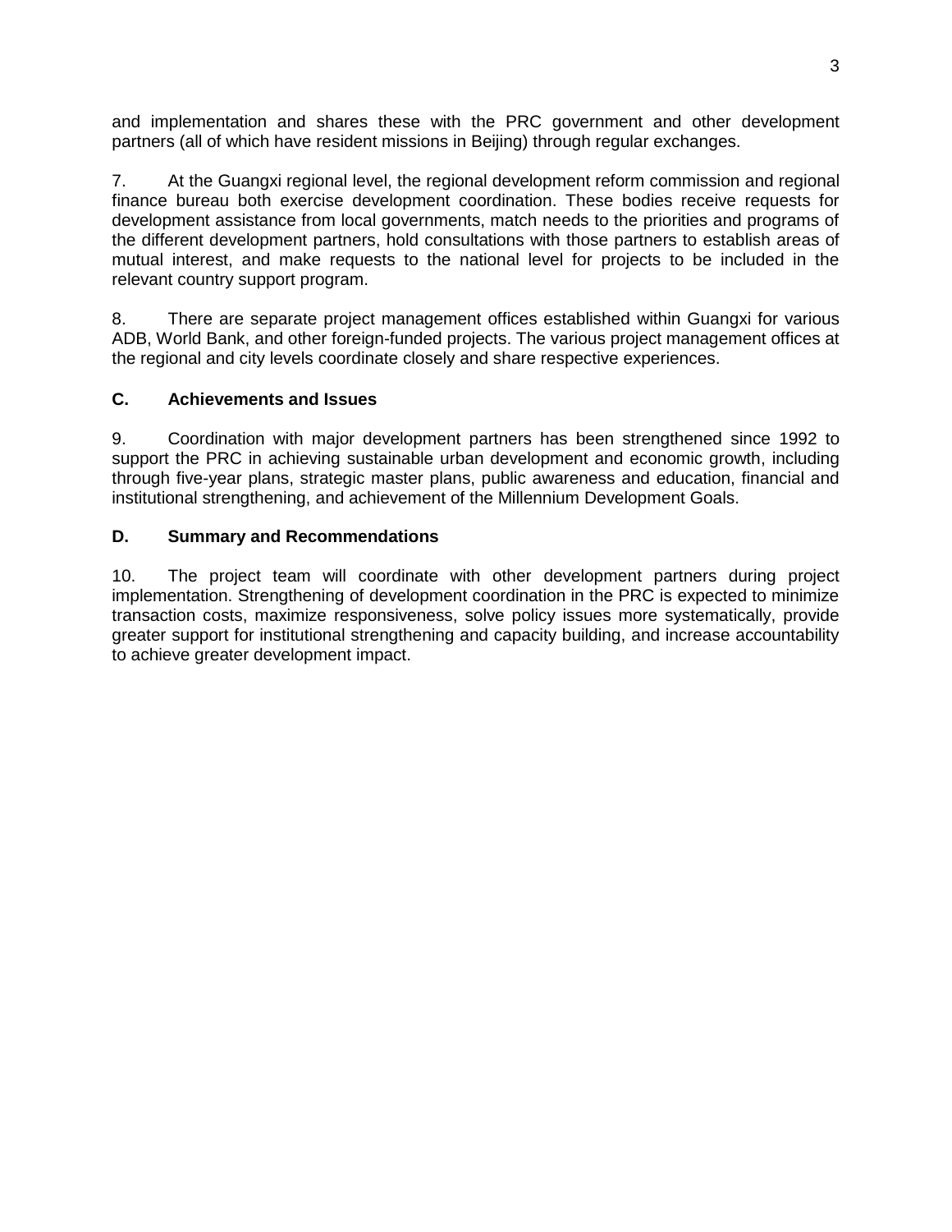and implementation and shares these with the PRC government and other development partners (all of which have resident missions in Beijing) through regular exchanges.

7. At the Guangxi regional level, the regional development reform commission and regional finance bureau both exercise development coordination. These bodies receive requests for development assistance from local governments, match needs to the priorities and programs of the different development partners, hold consultations with those partners to establish areas of mutual interest, and make requests to the national level for projects to be included in the relevant country support program.

8. There are separate project management offices established within Guangxi for various ADB, World Bank, and other foreign-funded projects. The various project management offices at the regional and city levels coordinate closely and share respective experiences.

### C. Achievements and Issues

9. Coordination with major development partners has been strengthened since 1992 to support the PRC in achieving sustainable urban development and economic growth, including through five-year plans, strategic master plans, public awareness and education, financial and institutional strengthening, and achievement of the Millennium Development Goals.

### D. Summary and Recommendations

10. The project team will coordinate with other development partners during project implementation. Strengthening of development coordination in the PRC is expected to minimize transaction costs, maximize responsiveness, solve policy issues more systematically, provide greater support for institutional strengthening and capacity building, and increase accountability to achieve greater development impact.